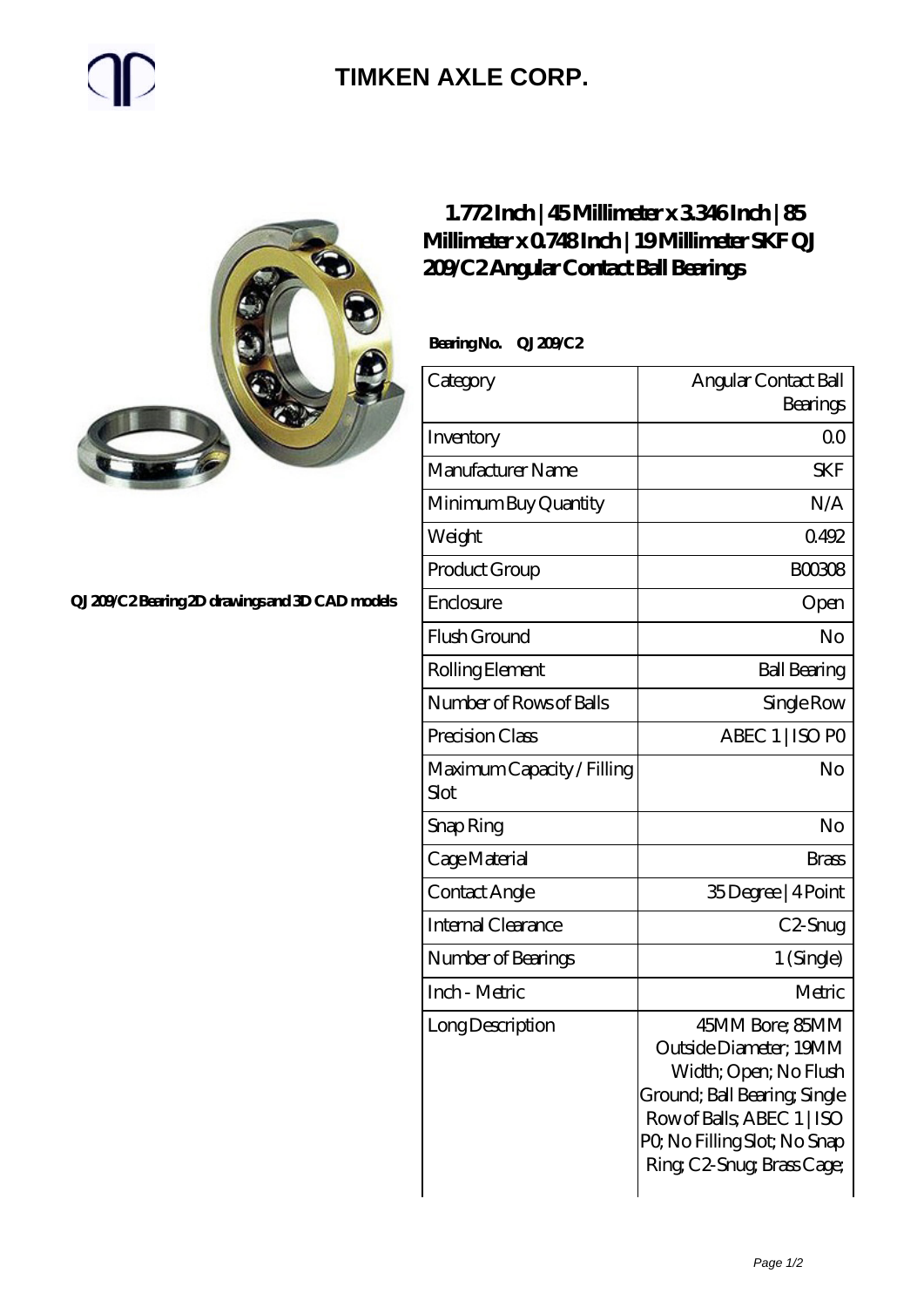# TIMKEN AXLE CORP.

## 1.772 Inch | 45 Millimeter x 3.346 Inch | 85 Millimeter x 0.748 Inch | 19 Millimeter SKF QJ 209/C2 Angular Contact Ball Bearings

**Bearing No. QJ 209/C2**

QJ 209/C2 Bearing 2D drawings and 3D CAD models

| Category | Angular Contact Ball Bearings |
|---|---|
| Inventory | 0.0 |
| Manufacturer Name | SKF |
| Minimum Buy Quantity | N/A |
| Weight | 0.492 |
| Product Group | B00308 |
| Enclosure | Open |
| Flush Ground | No |
| Rolling Element | Ball Bearing |
| Number of Rows of Balls | Single Row |
| Precision Class | ABEC 1 \| ISO P0 |
| Maximum Capacity / Filling Slot | No |
| Snap Ring | No |
| Cage Material | Brass |
| Contact Angle | 35 Degree \| 4 Point |
| Internal Clearance | C2-Snug |
| Number of Bearings | 1 (Single) |
| Inch - Metric | Metric |
| Long Description | 45MM Bore; 85MM Outside Diameter; 19MM Width; Open; No Flush Ground; Ball Bearing; Single Row of Balls; ABEC 1 \| ISO P0; No Filling Slot; No Snap Ring; C2-Snug; Brass Cage; |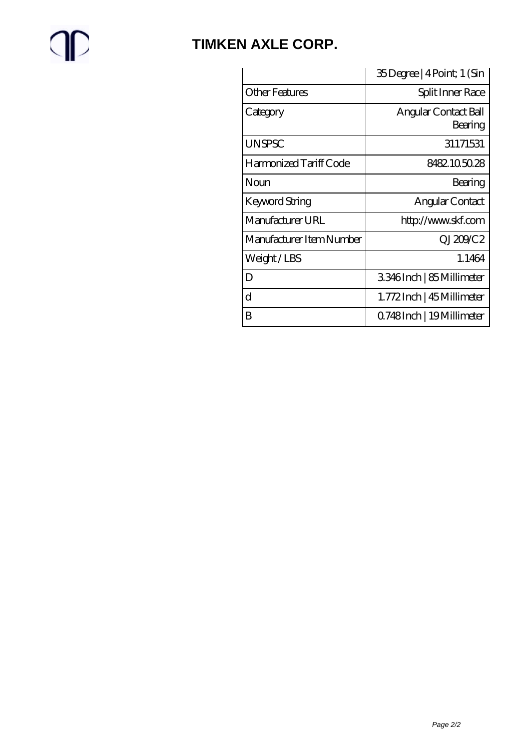# TIMKEN AXLE CORP.

| | |
|---|---|
| | 35 Degree \| 4 Point; 1 (Sin |
| Other Features | Split Inner Race |
| Category | Angular Contact Ball Bearing |
| UNSPSC | 31171531 |
| Harmonized Tariff Code | 8482.10.50.28 |
| Noun | Bearing |
| Keyword String | Angular Contact |
| Manufacturer URL | http://www.skf.com |
| Manufacturer Item Number | QJ 209/C2 |
| Weight / LBS | 1.1464 |
| D | 3.346 Inch \| 85 Millimeter |
| d | 1.772 Inch \| 45 Millimeter |
| B | 0.748 Inch \| 19 Millimeter |